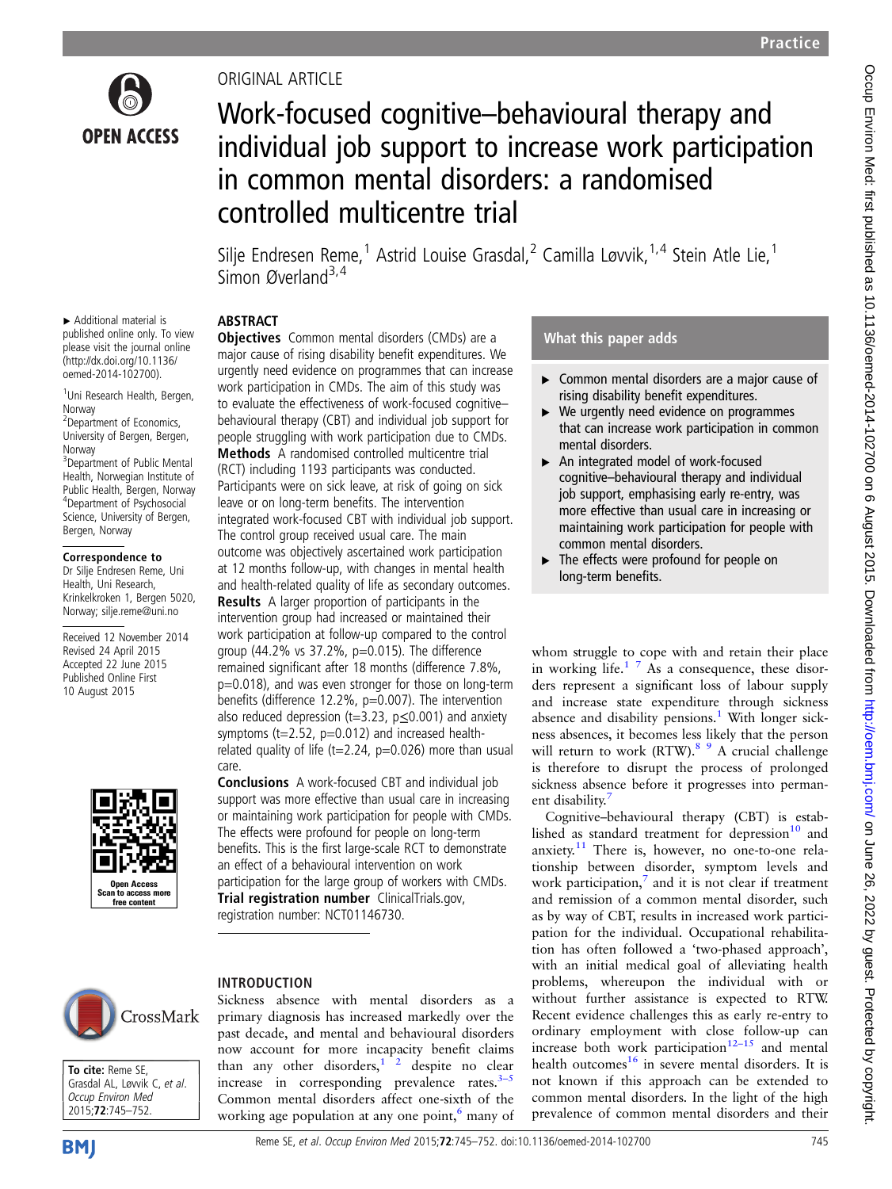ORIGINAL ARTICLE

# Work-focused cognitive–behavioural therapy and individual job support to increase work participation in common mental disorders: a randomised controlled multicentre trial

Silje Endresen Reme,[1] Astrid Louise Grasdal,[2] Camilla Løvvik,[1,4] Stein Atle Lie,[1] Simon Øverland[3,4]

▸ Additional material is published online only. To view please visit the journal online (http://dx.doi.org/10.1136/oemed-2014-102700).

[1]Uni Research Health, Bergen, Norway
[2]Department of Economics, University of Bergen, Bergen, Norway
[3]Department of Public Mental Health, Norwegian Institute of Public Health, Bergen, Norway
[4]Department of Psychosocial Science, University of Bergen, Bergen, Norway

**Correspondence to**
Dr Silje Endresen Reme, Uni Health, Uni Research, Krinkelkroken 1, Bergen 5020, Norway; silje.reme@uni.no

Received 12 November 2014
Revised 24 April 2015
Accepted 22 June 2015
Published Online First 10 August 2015

## ABSTRACT

**Objectives** Common mental disorders (CMDs) are a major cause of rising disability benefit expenditures. We urgently need evidence on programmes that can increase work participation in CMDs. The aim of this study was to evaluate the effectiveness of work-focused cognitive–behavioural therapy (CBT) and individual job support for people struggling with work participation due to CMDs.

**Methods** A randomised controlled multicentre trial (RCT) including 1193 participants was conducted. Participants were on sick leave, at risk of going on sick leave or on long-term benefits. The intervention integrated work-focused CBT with individual job support. The control group received usual care. The main outcome was objectively ascertained work participation at 12 months follow-up, with changes in mental health and health-related quality of life as secondary outcomes.

**Results** A larger proportion of participants in the intervention group had increased or maintained their work participation at follow-up compared to the control group (44.2% vs 37.2%, p=0.015). The difference remained significant after 18 months (difference 7.8%, p=0.018), and was even stronger for those on long-term benefits (difference 12.2%, p=0.007). The intervention also reduced depression (t=3.23, p≤0.001) and anxiety symptoms (t=2.52, p=0.012) and increased health-related quality of life (t=2.24, p=0.026) more than usual care.

**Conclusions** A work-focused CBT and individual job support was more effective than usual care in increasing or maintaining work participation for people with CMDs. The effects were profound for people on long-term benefits. This is the first large-scale RCT to demonstrate an effect of a behavioural intervention on work participation for the large group of workers with CMDs.

**Trial registration number** ClinicalTrials.gov, registration number: NCT01146730.

### What this paper adds

- ▸ Common mental disorders are a major cause of rising disability benefit expenditures.
- ▸ We urgently need evidence on programmes that can increase work participation in common mental disorders.
- ▸ An integrated model of work-focused cognitive–behavioural therapy and individual job support, emphasising early re-entry, was more effective than usual care in increasing or maintaining work participation for people with common mental disorders.
- ▸ The effects were profound for people on long-term benefits.

## INTRODUCTION

Sickness absence with mental disorders as a primary diagnosis has increased markedly over the past decade, and mental and behavioural disorders now account for more incapacity benefit claims than any other disorders,[1,2] despite no clear increase in corresponding prevalence rates.[3–5] Common mental disorders affect one-sixth of the working age population at any one point,[6] many of whom struggle to cope with and retain their place in working life.[1,7] As a consequence, these disorders represent a significant loss of labour supply and increase state expenditure through sickness absence and disability pensions.[1] With longer sickness absences, it becomes less likely that the person will return to work (RTW).[8,9] A crucial challenge is therefore to disrupt the process of prolonged sickness absence before it progresses into permanent disability.[7]

Cognitive–behavioural therapy (CBT) is established as standard treatment for depression[10] and anxiety.[11] There is, however, no one-to-one relationship between disorder, symptom levels and work participation,[7] and it is not clear if treatment and remission of a common mental disorder, such as by way of CBT, results in increased work participation for the individual. Occupational rehabilitation has often followed a 'two-phased approach', with an initial medical goal of alleviating health problems, whereupon the individual with or without further assistance is expected to RTW. Recent evidence challenges this as early re-entry to ordinary employment with close follow-up can increase both work participation[12–15] and mental health outcomes[16] in severe mental disorders. It is not known if this approach can be extended to common mental disorders. In the light of the high prevalence of common mental disorders and their

**To cite:** Reme SE, Grasdal AL, Løvvik C, et al. *Occup Environ Med* 2015;**72**:745–752.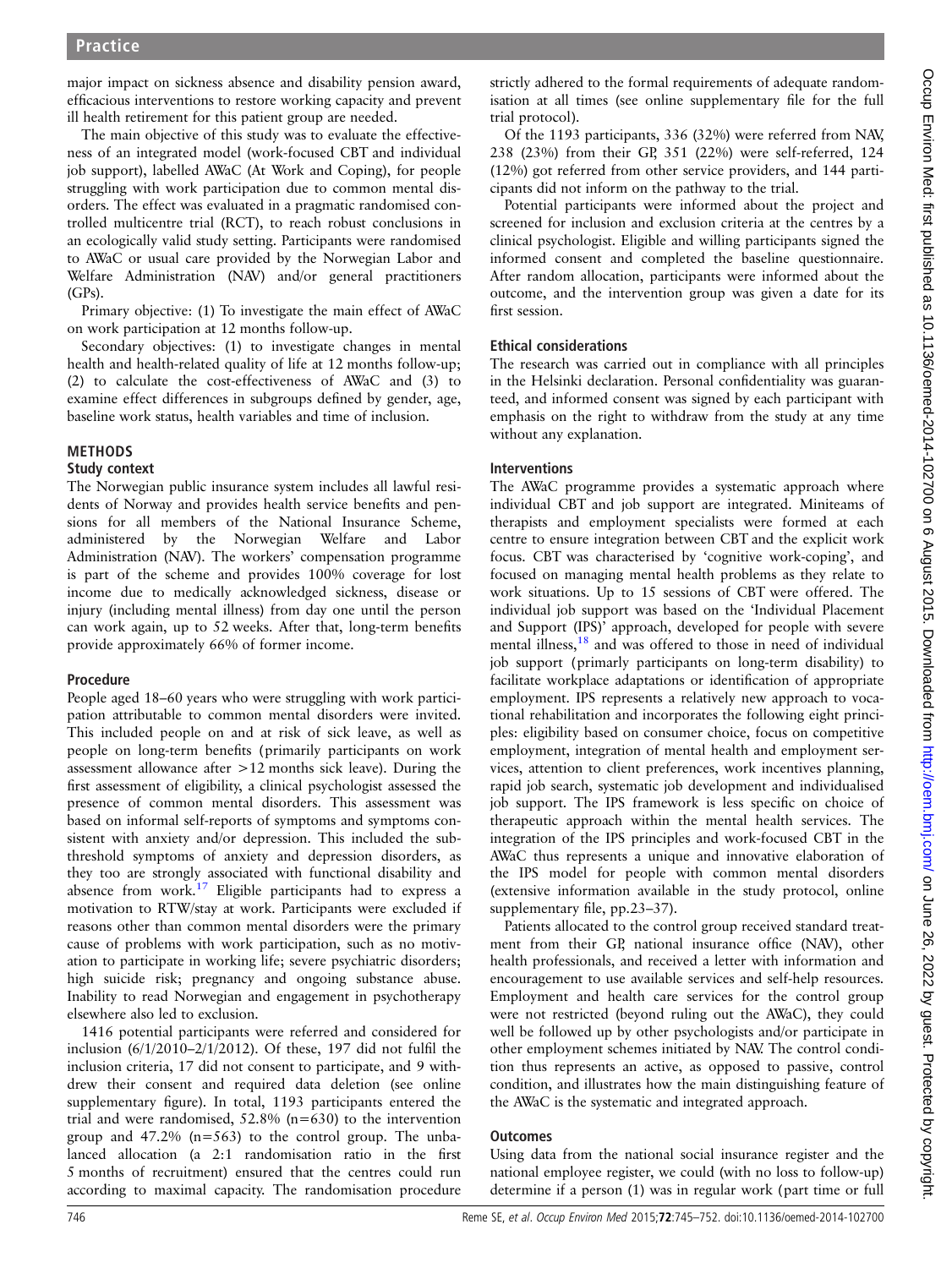major impact on sickness absence and disability pension award, efficacious interventions to restore working capacity and prevent ill health retirement for this patient group are needed.

The main objective of this study was to evaluate the effectiveness of an integrated model (work-focused CBT and individual job support), labelled AWaC (At Work and Coping), for people struggling with work participation due to common mental disorders. The effect was evaluated in a pragmatic randomised controlled multicentre trial (RCT), to reach robust conclusions in an ecologically valid study setting. Participants were randomised to AWaC or usual care provided by the Norwegian Labor and Welfare Administration (NAV) and/or general practitioners (GPs).

Primary objective: (1) To investigate the main effect of AWaC on work participation at 12 months follow-up.

Secondary objectives: (1) to investigate changes in mental health and health-related quality of life at 12 months follow-up; (2) to calculate the cost-effectiveness of AWaC and (3) to examine effect differences in subgroups defined by gender, age, baseline work status, health variables and time of inclusion.

## METHODS

### Study context

The Norwegian public insurance system includes all lawful residents of Norway and provides health service benefits and pensions for all members of the National Insurance Scheme, administered by the Norwegian Welfare and Labor Administration (NAV). The workers' compensation programme is part of the scheme and provides 100% coverage for lost income due to medically acknowledged sickness, disease or injury (including mental illness) from day one until the person can work again, up to 52 weeks. After that, long-term benefits provide approximately 66% of former income.

### Procedure

People aged 18–60 years who were struggling with work participation attributable to common mental disorders were invited. This included people on and at risk of sick leave, as well as people on long-term benefits (primarily participants on work assessment allowance after >12 months sick leave). During the first assessment of eligibility, a clinical psychologist assessed the presence of common mental disorders. This assessment was based on informal self-reports of symptoms and symptoms consistent with anxiety and/or depression. This included the subthreshold symptoms of anxiety and depression disorders, as they too are strongly associated with functional disability and absence from work.[17] Eligible participants had to express a motivation to RTW/stay at work. Participants were excluded if reasons other than common mental disorders were the primary cause of problems with work participation, such as no motivation to participate in working life; severe psychiatric disorders; high suicide risk; pregnancy and ongoing substance abuse. Inability to read Norwegian and engagement in psychotherapy elsewhere also led to exclusion.

1416 potential participants were referred and considered for inclusion (6/1/2010–2/1/2012). Of these, 197 did not fulfil the inclusion criteria, 17 did not consent to participate, and 9 withdrew their consent and required data deletion (see online supplementary figure). In total, 1193 participants entered the trial and were randomised, 52.8% (n=630) to the intervention group and 47.2% (n=563) to the control group. The unbalanced allocation (a 2:1 randomisation ratio in the first 5 months of recruitment) ensured that the centres could run according to maximal capacity. The randomisation procedure strictly adhered to the formal requirements of adequate randomisation at all times (see online supplementary file for the full trial protocol).

Of the 1193 participants, 336 (32%) were referred from NAV, 238 (23%) from their GP, 351 (22%) were self-referred, 124 (12%) got referred from other service providers, and 144 participants did not inform on the pathway to the trial.

Potential participants were informed about the project and screened for inclusion and exclusion criteria at the centres by a clinical psychologist. Eligible and willing participants signed the informed consent and completed the baseline questionnaire. After random allocation, participants were informed about the outcome, and the intervention group was given a date for its first session.

### Ethical considerations

The research was carried out in compliance with all principles in the Helsinki declaration. Personal confidentiality was guaranteed, and informed consent was signed by each participant with emphasis on the right to withdraw from the study at any time without any explanation.

### Interventions

The AWaC programme provides a systematic approach where individual CBT and job support are integrated. Miniteams of therapists and employment specialists were formed at each centre to ensure integration between CBT and the explicit work focus. CBT was characterised by 'cognitive work-coping', and focused on managing mental health problems as they relate to work situations. Up to 15 sessions of CBT were offered. The individual job support was based on the 'Individual Placement and Support (IPS)' approach, developed for people with severe mental illness,[18] and was offered to those in need of individual job support (primarly participants on long-term disability) to facilitate workplace adaptations or identification of appropriate employment. IPS represents a relatively new approach to vocational rehabilitation and incorporates the following eight principles: eligibility based on consumer choice, focus on competitive employment, integration of mental health and employment services, attention to client preferences, work incentives planning, rapid job search, systematic job development and individualised job support. The IPS framework is less specific on choice of therapeutic approach within the mental health services. The integration of the IPS principles and work-focused CBT in the AWaC thus represents a unique and innovative elaboration of the IPS model for people with common mental disorders (extensive information available in the study protocol, online supplementary file, pp.23–37).

Patients allocated to the control group received standard treatment from their GP, national insurance office (NAV), other health professionals, and received a letter with information and encouragement to use available services and self-help resources. Employment and health care services for the control group were not restricted (beyond ruling out the AWaC), they could well be followed up by other psychologists and/or participate in other employment schemes initiated by NAV. The control condition thus represents an active, as opposed to passive, control condition, and illustrates how the main distinguishing feature of the AWaC is the systematic and integrated approach.

### Outcomes

Using data from the national social insurance register and the national employee register, we could (with no loss to follow-up) determine if a person (1) was in regular work (part time or full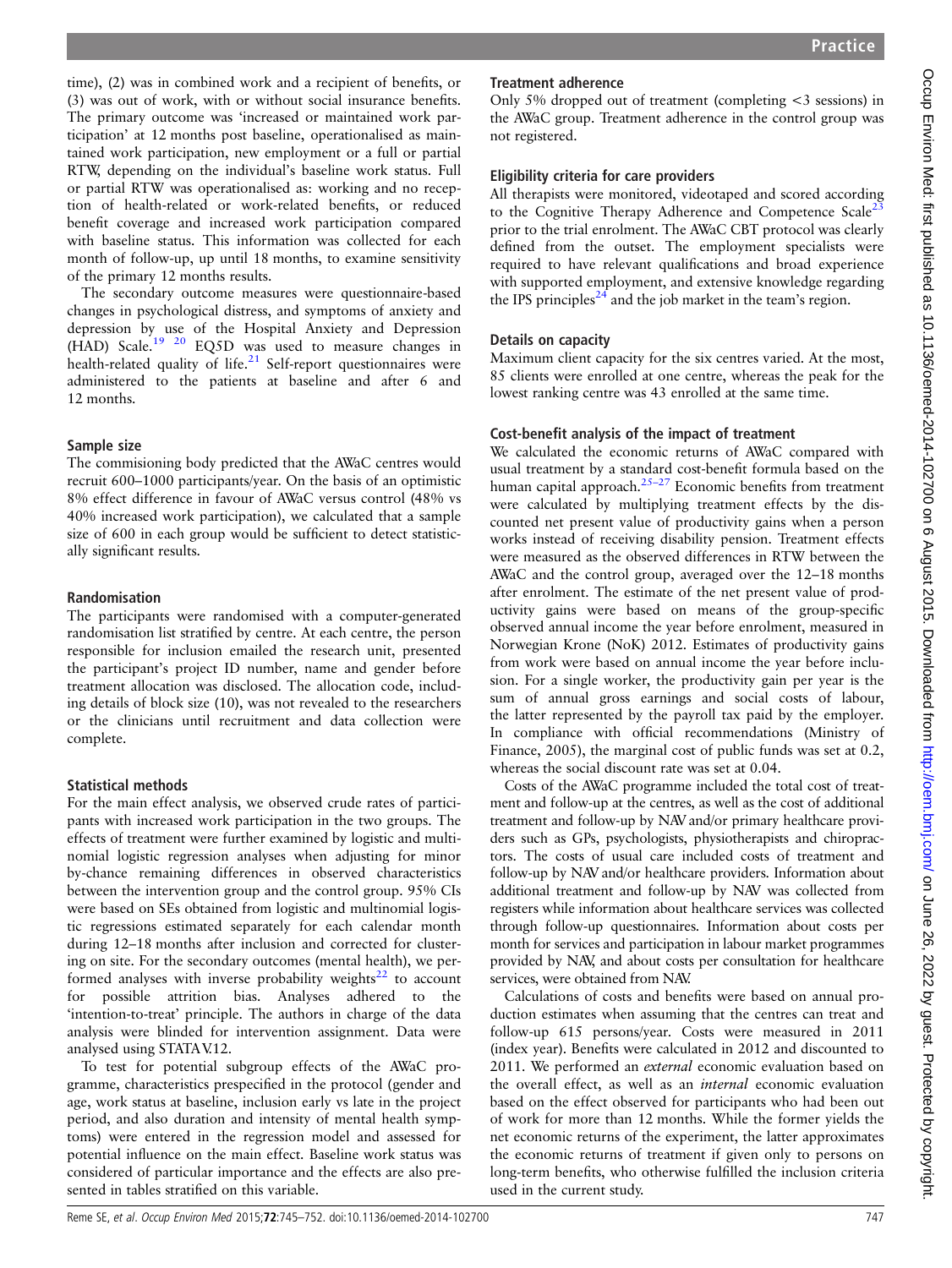time), (2) was in combined work and a recipient of benefits, or (3) was out of work, with or without social insurance benefits. The primary outcome was 'increased or maintained work participation' at 12 months post baseline, operationalised as maintained work participation, new employment or a full or partial RTW, depending on the individual's baseline work status. Full or partial RTW was operationalised as: working and no reception of health-related or work-related benefits, or reduced benefit coverage and increased work participation compared with baseline status. This information was collected for each month of follow-up, up until 18 months, to examine sensitivity of the primary 12 months results.

The secondary outcome measures were questionnaire-based changes in psychological distress, and symptoms of anxiety and depression by use of the Hospital Anxiety and Depression (HAD) Scale.[19 20] EQ5D was used to measure changes in health-related quality of life.[21] Self-report questionnaires were administered to the patients at baseline and after 6 and 12 months.

### Sample size

The commisioning body predicted that the AWaC centres would recruit 600–1000 participants/year. On the basis of an optimistic 8% effect difference in favour of AWaC versus control (48% vs 40% increased work participation), we calculated that a sample size of 600 in each group would be sufficient to detect statistically significant results.

### Randomisation

The participants were randomised with a computer-generated randomisation list stratified by centre. At each centre, the person responsible for inclusion emailed the research unit, presented the participant's project ID number, name and gender before treatment allocation was disclosed. The allocation code, including details of block size (10), was not revealed to the researchers or the clinicians until recruitment and data collection were complete.

### Statistical methods

For the main effect analysis, we observed crude rates of participants with increased work participation in the two groups. The effects of treatment were further examined by logistic and multinomial logistic regression analyses when adjusting for minor by-chance remaining differences in observed characteristics between the intervention group and the control group. 95% CIs were based on SEs obtained from logistic and multinomial logistic regressions estimated separately for each calendar month during 12–18 months after inclusion and corrected for clustering on site. For the secondary outcomes (mental health), we performed analyses with inverse probability weights[22] to account for possible attrition bias. Analyses adhered to the 'intention-to-treat' principle. The authors in charge of the data analysis were blinded for intervention assignment. Data were analysed using STATA V.12.

To test for potential subgroup effects of the AWaC programme, characteristics prespecified in the protocol (gender and age, work status at baseline, inclusion early vs late in the project period, and also duration and intensity of mental health symptoms) were entered in the regression model and assessed for potential influence on the main effect. Baseline work status was considered of particular importance and the effects are also presented in tables stratified on this variable.

### Treatment adherence

Only 5% dropped out of treatment (completing <3 sessions) in the AWaC group. Treatment adherence in the control group was not registered.

### Eligibility criteria for care providers

All therapists were monitored, videotaped and scored according to the Cognitive Therapy Adherence and Competence Scale[23] prior to the trial enrolment. The AWaC CBT protocol was clearly defined from the outset. The employment specialists were required to have relevant qualifications and broad experience with supported employment, and extensive knowledge regarding the IPS principles[24] and the job market in the team's region.

### Details on capacity

Maximum client capacity for the six centres varied. At the most, 85 clients were enrolled at one centre, whereas the peak for the lowest ranking centre was 43 enrolled at the same time.

### Cost-benefit analysis of the impact of treatment

We calculated the economic returns of AWaC compared with usual treatment by a standard cost-benefit formula based on the human capital approach.[25–27] Economic benefits from treatment were calculated by multiplying treatment effects by the discounted net present value of productivity gains when a person works instead of receiving disability pension. Treatment effects were measured as the observed differences in RTW between the AWaC and the control group, averaged over the 12–18 months after enrolment. The estimate of the net present value of productivity gains were based on means of the group-specific observed annual income the year before enrolment, measured in Norwegian Krone (NoK) 2012. Estimates of productivity gains from work were based on annual income the year before inclusion. For a single worker, the productivity gain per year is the sum of annual gross earnings and social costs of labour, the latter represented by the payroll tax paid by the employer. In compliance with official recommendations (Ministry of Finance, 2005), the marginal cost of public funds was set at 0.2, whereas the social discount rate was set at 0.04.

Costs of the AWaC programme included the total cost of treatment and follow-up at the centres, as well as the cost of additional treatment and follow-up by NAV and/or primary healthcare providers such as GPs, psychologists, physiotherapists and chiropractors. The costs of usual care included costs of treatment and follow-up by NAV and/or healthcare providers. Information about additional treatment and follow-up by NAV was collected from registers while information about healthcare services was collected through follow-up questionnaires. Information about costs per month for services and participation in labour market programmes provided by NAV, and about costs per consultation for healthcare services, were obtained from NAV.

Calculations of costs and benefits were based on annual production estimates when assuming that the centres can treat and follow-up 615 persons/year. Costs were measured in 2011 (index year). Benefits were calculated in 2012 and discounted to 2011. We performed an *external* economic evaluation based on the overall effect, as well as an *internal* economic evaluation based on the effect observed for participants who had been out of work for more than 12 months. While the former yields the net economic returns of the experiment, the latter approximates the economic returns of treatment if given only to persons on long-term benefits, who otherwise fulfilled the inclusion criteria used in the current study.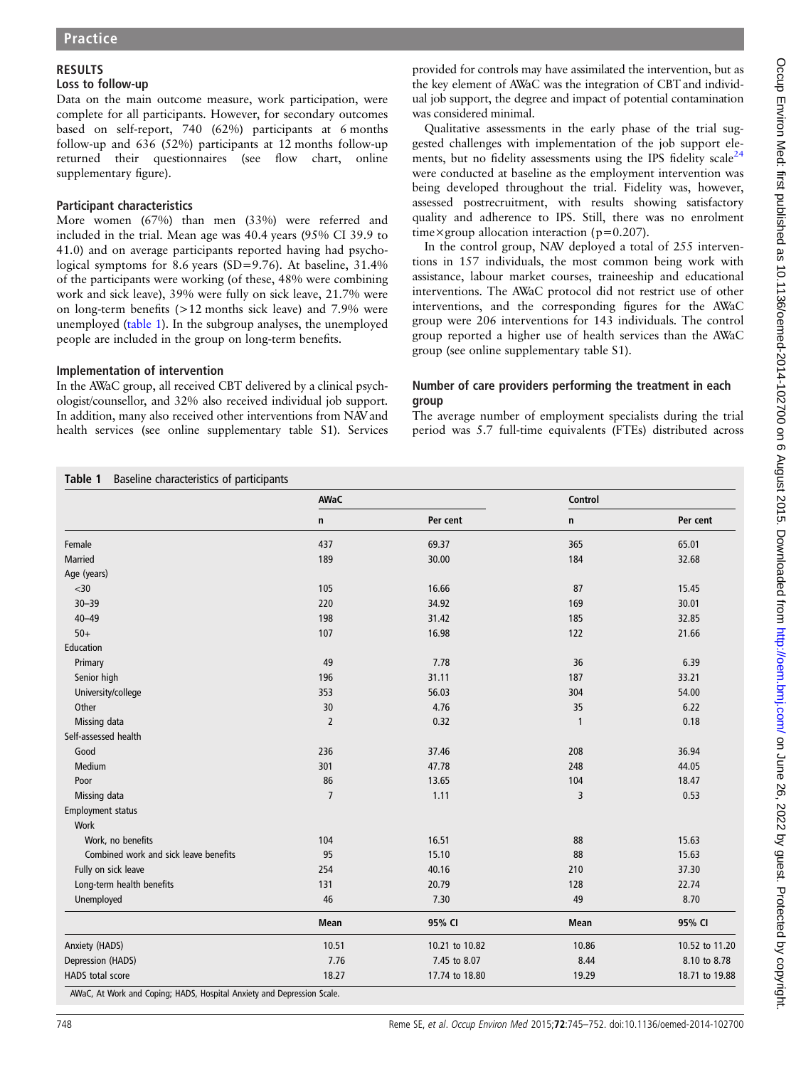## RESULTS

### Loss to follow-up

Data on the main outcome measure, work participation, were complete for all participants. However, for secondary outcomes based on self-report, 740 (62%) participants at 6 months follow-up and 636 (52%) participants at 12 months follow-up returned their questionnaires (see flow chart, online supplementary figure).

### Participant characteristics

More women (67%) than men (33%) were referred and included in the trial. Mean age was 40.4 years (95% CI 39.9 to 41.0) and on average participants reported having had psychological symptoms for 8.6 years (SD=9.76). At baseline, 31.4% of the participants were working (of these, 48% were combining work and sick leave), 39% were fully on sick leave, 21.7% were on long-term benefits (>12 months sick leave) and 7.9% were unemployed (table 1). In the subgroup analyses, the unemployed people are included in the group on long-term benefits.

### Implementation of intervention

In the AWaC group, all received CBT delivered by a clinical psychologist/counsellor, and 32% also received individual job support. In addition, many also received other interventions from NAV and health services (see online supplementary table S1). Services provided for controls may have assimilated the intervention, but as the key element of AWaC was the integration of CBT and individual job support, the degree and impact of potential contamination was considered minimal.

Qualitative assessments in the early phase of the trial suggested challenges with implementation of the job support elements, but no fidelity assessments using the IPS fidelity scale[24] were conducted at baseline as the employment intervention was being developed throughout the trial. Fidelity was, however, assessed postrecruitment, with results showing satisfactory quality and adherence to IPS. Still, there was no enrolment time×group allocation interaction (p=0.207).

In the control group, NAV deployed a total of 255 interventions in 157 individuals, the most common being work with assistance, labour market courses, traineeship and educational interventions. The AWaC protocol did not restrict use of other interventions, and the corresponding figures for the AWaC group were 206 interventions for 143 individuals. The control group reported a higher use of health services than the AWaC group (see online supplementary table S1).

### Number of care providers performing the treatment in each group

The average number of employment specialists during the trial period was 5.7 full-time equivalents (FTEs) distributed across

**Table 1** Baseline characteristics of participants

| | AWaC | | Control | |
|---|---|---|---|---|
| | n | Per cent | n | Per cent |
| Female | 437 | 69.37 | 365 | 65.01 |
| Married | 189 | 30.00 | 184 | 32.68 |
| Age (years) | | | | |
| <30 | 105 | 16.66 | 87 | 15.45 |
| 30–39 | 220 | 34.92 | 169 | 30.01 |
| 40–49 | 198 | 31.42 | 185 | 32.85 |
| 50+ | 107 | 16.98 | 122 | 21.66 |
| Education | | | | |
| Primary | 49 | 7.78 | 36 | 6.39 |
| Senior high | 196 | 31.11 | 187 | 33.21 |
| University/college | 353 | 56.03 | 304 | 54.00 |
| Other | 30 | 4.76 | 35 | 6.22 |
| Missing data | 2 | 0.32 | 1 | 0.18 |
| Self-assessed health | | | | |
| Good | 236 | 37.46 | 208 | 36.94 |
| Medium | 301 | 47.78 | 248 | 44.05 |
| Poor | 86 | 13.65 | 104 | 18.47 |
| Missing data | 7 | 1.11 | 3 | 0.53 |
| Employment status | | | | |
| Work | | | | |
| Work, no benefits | 104 | 16.51 | 88 | 15.63 |
| Combined work and sick leave benefits | 95 | 15.10 | 88 | 15.63 |
| Fully on sick leave | 254 | 40.16 | 210 | 37.30 |
| Long-term health benefits | 131 | 20.79 | 128 | 22.74 |
| Unemployed | 46 | 7.30 | 49 | 8.70 |
| | Mean | 95% CI | Mean | 95% CI |
| Anxiety (HADS) | 10.51 | 10.21 to 10.82 | 10.86 | 10.52 to 11.20 |
| Depression (HADS) | 7.76 | 7.45 to 8.07 | 8.44 | 8.10 to 8.78 |
| HADS total score | 18.27 | 17.74 to 18.80 | 19.29 | 18.71 to 19.88 |

AWaC, At Work and Coping; HADS, Hospital Anxiety and Depression Scale.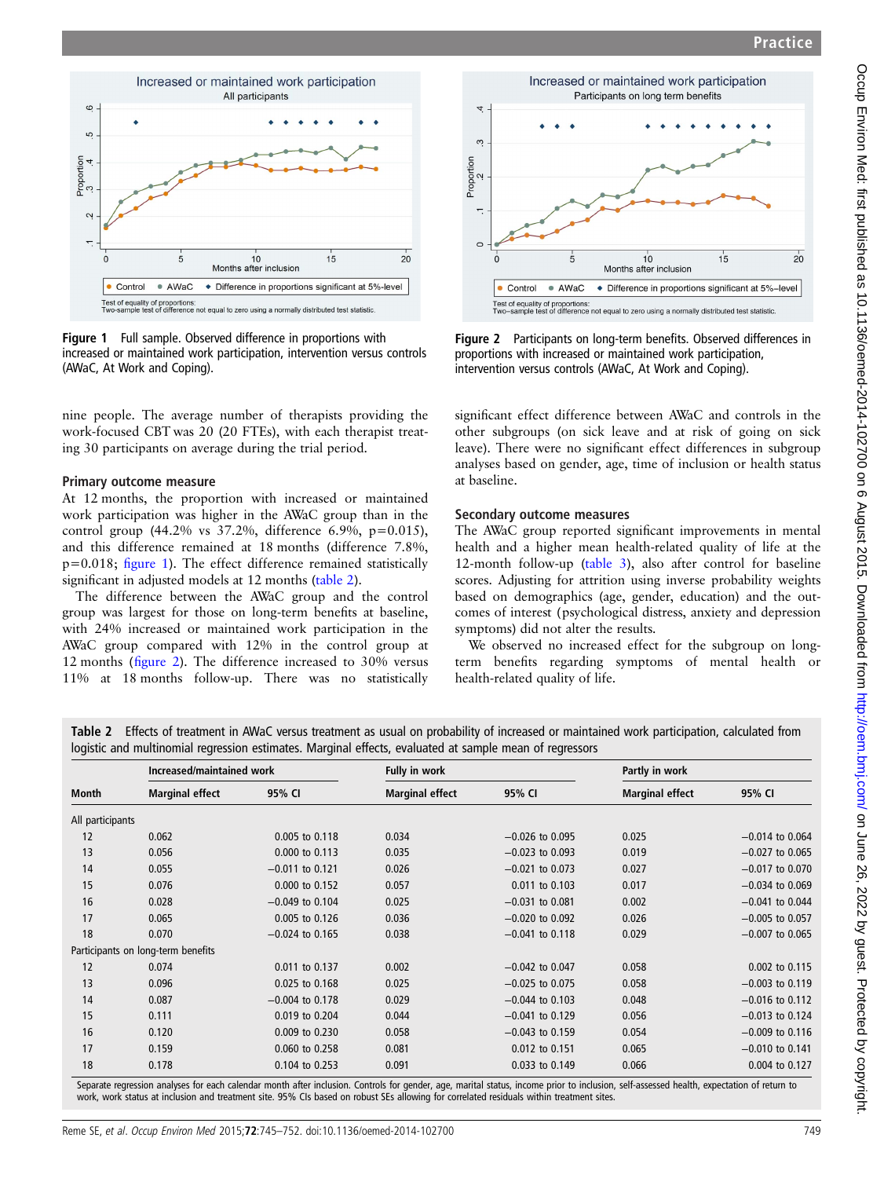Figure 1 Full sample. Observed difference in proportions with increased or maintained work participation, intervention versus controls (AWaC, At Work and Coping).

Figure 2 Participants on long-term benefits. Observed differences in proportions with increased or maintained work participation, intervention versus controls (AWaC, At Work and Coping).

nine people. The average number of therapists providing the work-focused CBT was 20 (20 FTEs), with each therapist treating 30 participants on average during the trial period.

### Primary outcome measure

At 12 months, the proportion with increased or maintained work participation was higher in the AWaC group than in the control group (44.2% vs 37.2%, difference 6.9%, p=0.015), and this difference remained at 18 months (difference 7.8%, p=0.018; figure 1). The effect difference remained statistically significant in adjusted models at 12 months (table 2).

The difference between the AWaC group and the control group was largest for those on long-term benefits at baseline, with 24% increased or maintained work participation in the AWaC group compared with 12% in the control group at 12 months (figure 2). The difference increased to 30% versus 11% at 18 months follow-up. There was no statistically significant effect difference between AWaC and controls in the other subgroups (on sick leave and at risk of going on sick leave). There were no significant effect differences in subgroup analyses based on gender, age, time of inclusion or health status at baseline.

### Secondary outcome measures

The AWaC group reported significant improvements in mental health and a higher mean health-related quality of life at the 12-month follow-up (table 3), also after control for baseline scores. Adjusting for attrition using inverse probability weights based on demographics (age, gender, education) and the outcomes of interest (psychological distress, anxiety and depression symptoms) did not alter the results.

We observed no increased effect for the subgroup on long-term benefits regarding symptoms of mental health or health-related quality of life.

**Table 2** Effects of treatment in AWaC versus treatment as usual on probability of increased or maintained work participation, calculated from logistic and multinomial regression estimates. Marginal effects, evaluated at sample mean of regressors

| | Increased/maintained work | | Fully in work | | Partly in work | |
|---|---|---|---|---|---|---|
| Month | Marginal effect | 95% CI | Marginal effect | 95% CI | Marginal effect | 95% CI |
| All participants | | | | | | |
| 12 | 0.062 | 0.005 to 0.118 | 0.034 | −0.026 to 0.095 | 0.025 | −0.014 to 0.064 |
| 13 | 0.056 | 0.000 to 0.113 | 0.035 | −0.023 to 0.093 | 0.019 | −0.027 to 0.065 |
| 14 | 0.055 | −0.011 to 0.121 | 0.026 | −0.021 to 0.073 | 0.027 | −0.017 to 0.070 |
| 15 | 0.076 | 0.000 to 0.152 | 0.057 | 0.011 to 0.103 | 0.017 | −0.034 to 0.069 |
| 16 | 0.028 | −0.049 to 0.104 | 0.025 | −0.031 to 0.081 | 0.002 | −0.041 to 0.044 |
| 17 | 0.065 | 0.005 to 0.126 | 0.036 | −0.020 to 0.092 | 0.026 | −0.005 to 0.057 |
| 18 | 0.070 | −0.024 to 0.165 | 0.038 | −0.041 to 0.118 | 0.029 | −0.007 to 0.065 |
| Participants on long-term benefits | | | | | | |
| 12 | 0.074 | 0.011 to 0.137 | 0.002 | −0.042 to 0.047 | 0.058 | 0.002 to 0.115 |
| 13 | 0.096 | 0.025 to 0.168 | 0.025 | −0.025 to 0.075 | 0.058 | −0.003 to 0.119 |
| 14 | 0.087 | −0.004 to 0.178 | 0.029 | −0.044 to 0.103 | 0.048 | −0.016 to 0.112 |
| 15 | 0.111 | 0.019 to 0.204 | 0.044 | −0.041 to 0.129 | 0.056 | −0.013 to 0.124 |
| 16 | 0.120 | 0.009 to 0.230 | 0.058 | −0.043 to 0.159 | 0.054 | −0.009 to 0.116 |
| 17 | 0.159 | 0.060 to 0.258 | 0.081 | 0.012 to 0.151 | 0.065 | −0.010 to 0.141 |
| 18 | 0.178 | 0.104 to 0.253 | 0.091 | 0.033 to 0.149 | 0.066 | 0.004 to 0.127 |

Separate regression analyses for each calendar month after inclusion. Controls for gender, age, marital status, income prior to inclusion, self-assessed health, expectation of return to work, work status at inclusion and treatment site. 95% CIs based on robust SEs allowing for correlated residuals within treatment sites.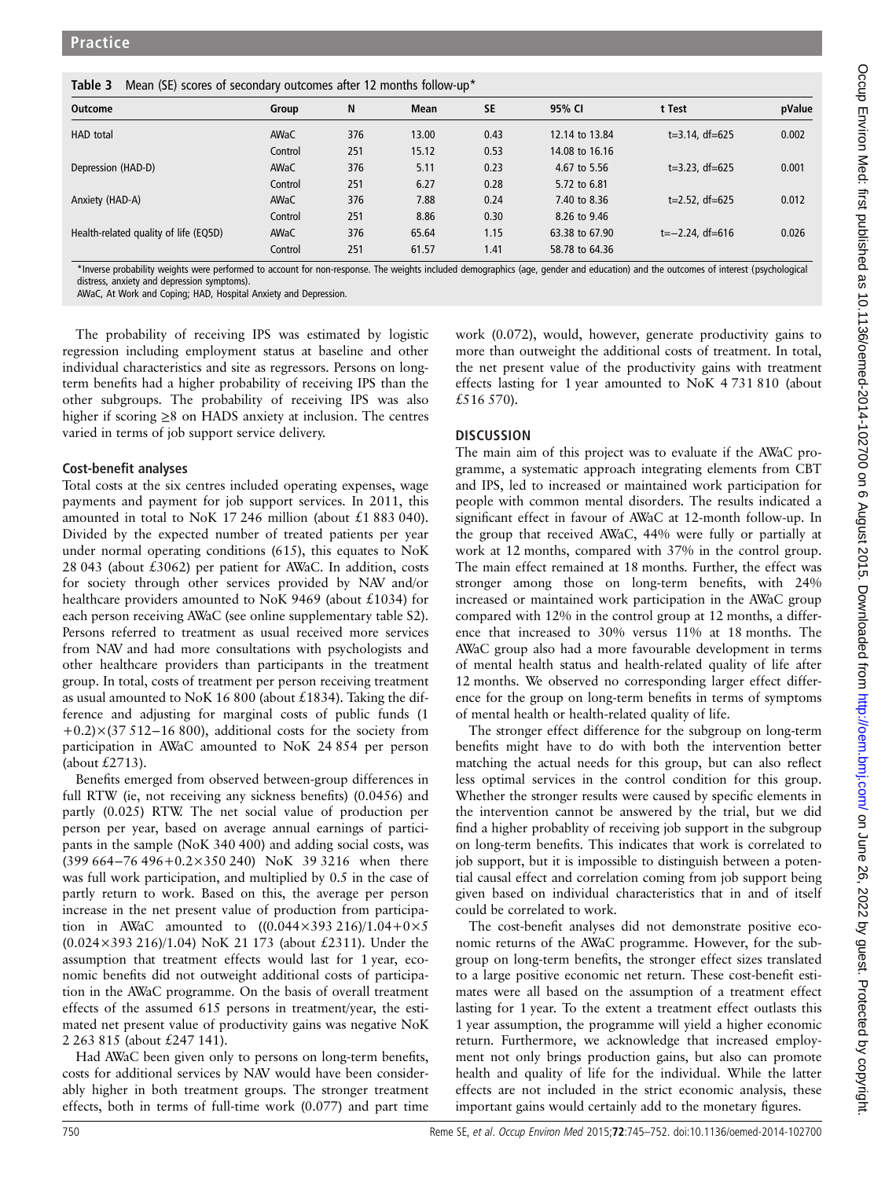**Table 3** Mean (SE) scores of secondary outcomes after 12 months follow-up*

| Outcome | Group | N | Mean | SE | 95% CI | t Test | pValue |
|---|---|---|---|---|---|---|---|
| HAD total | AWaC | 376 | 13.00 | 0.43 | 12.14 to 13.84 | t=3.14, df=625 | 0.002 |
| | Control | 251 | 15.12 | 0.53 | 14.08 to 16.16 | | |
| Depression (HAD-D) | AWaC | 376 | 5.11 | 0.23 | 4.67 to 5.56 | t=3.23, df=625 | 0.001 |
| | Control | 251 | 6.27 | 0.28 | 5.72 to 6.81 | | |
| Anxiety (HAD-A) | AWaC | 376 | 7.88 | 0.24 | 7.40 to 8.36 | t=2.52, df=625 | 0.012 |
| | Control | 251 | 8.86 | 0.30 | 8.26 to 9.46 | | |
| Health-related quality of life (EQ5D) | AWaC | 376 | 65.64 | 1.15 | 63.38 to 67.90 | t=−2.24, df=616 | 0.026 |
| | Control | 251 | 61.57 | 1.41 | 58.78 to 64.36 | | |

*Inverse probability weights were performed to account for non-response. The weights included demographics (age, gender and education) and the outcomes of interest (psychological distress, anxiety and depression symptoms).
AWaC, At Work and Coping; HAD, Hospital Anxiety and Depression.

The probability of receiving IPS was estimated by logistic regression including employment status at baseline and other individual characteristics and site as regressors. Persons on long-term benefits had a higher probability of receiving IPS than the other subgroups. The probability of receiving IPS was also higher if scoring ≥8 on HADS anxiety at inclusion. The centres varied in terms of job support service delivery.

### Cost-benefit analyses

Total costs at the six centres included operating expenses, wage payments and payment for job support services. In 2011, this amounted in total to NoK 17 246 million (about £1 883 040). Divided by the expected number of treated patients per year under normal operating conditions (615), this equates to NoK 28 043 (about £3062) per patient for AWaC. In addition, costs for society through other services provided by NAV and/or healthcare providers amounted to NoK 9469 (about £1034) for each person receiving AWaC (see online supplementary table S2). Persons referred to treatment as usual received more services from NAV and had more consultations with psychologists and other healthcare providers than participants in the treatment group. In total, costs of treatment per person receiving treatment as usual amounted to NoK 16 800 (about £1834). Taking the difference and adjusting for marginal costs of public funds (1 +0.2)×(37 512−16 800), additional costs for the society from participation in AWaC amounted to NoK 24 854 per person (about £2713).

Benefits emerged from observed between-group differences in full RTW (ie, not receiving any sickness benefits) (0.0456) and partly (0.025) RTW. The net social value of production per person per year, based on average annual earnings of participants in the sample (NoK 340 400) and adding social costs, was (399 664−76 496+0.2×350 240) NoK 39 3216 when there was full work participation, and multiplied by 0.5 in the case of partly return to work. Based on this, the average per person increase in the net present value of production from participation in AWaC amounted to ((0.044×393 216)/1.04+0×5 (0.024×393 216)/1.04) NoK 21 173 (about £2311). Under the assumption that treatment effects would last for 1 year, economic benefits did not outweight additional costs of participation in the AWaC programme. On the basis of overall treatment effects of the assumed 615 persons in treatment/year, the estimated net present value of productivity gains was negative NoK 2 263 815 (about £247 141).

Had AWaC been given only to persons on long-term benefits, costs for additional services by NAV would have been considerably higher in both treatment groups. The stronger treatment effects, both in terms of full-time work (0.077) and part time work (0.072), would, however, generate productivity gains to more than outweight the additional costs of treatment. In total, the net present value of the productivity gains with treatment effects lasting for 1 year amounted to NoK 4 731 810 (about £516 570).

## DISCUSSION

The main aim of this project was to evaluate if the AWaC programme, a systematic approach integrating elements from CBT and IPS, led to increased or maintained work participation for people with common mental disorders. The results indicated a significant effect in favour of AWaC at 12-month follow-up. In the group that received AWaC, 44% were fully or partially at work at 12 months, compared with 37% in the control group. The main effect remained at 18 months. Further, the effect was stronger among those on long-term benefits, with 24% increased or maintained work participation in the AWaC group compared with 12% in the control group at 12 months, a difference that increased to 30% versus 11% at 18 months. The AWaC group also had a more favourable development in terms of mental health status and health-related quality of life after 12 months. We observed no corresponding larger effect difference for the group on long-term benefits in terms of symptoms of mental health or health-related quality of life.

The stronger effect difference for the subgroup on long-term benefits might have to do with both the intervention better matching the actual needs for this group, but can also reflect less optimal services in the control condition for this group. Whether the stronger results were caused by specific elements in the intervention cannot be answered by the trial, but we did find a higher probablity of receiving job support in the subgroup on long-term benefits. This indicates that work is correlated to job support, but it is impossible to distinguish between a potential causal effect and correlation coming from job support being given based on individual characteristics that in and of itself could be correlated to work.

The cost-benefit analyses did not demonstrate positive economic returns of the AWaC programme. However, for the subgroup on long-term benefits, the stronger effect sizes translated to a large positive economic net return. These cost-benefit estimates were all based on the assumption of a treatment effect lasting for 1 year. To the extent a treatment effect outlasts this 1 year assumption, the programme will yield a higher economic return. Furthermore, we acknowledge that increased employment not only brings production gains, but also can promote health and quality of life for the individual. While the latter effects are not included in the strict economic analysis, these important gains would certainly add to the monetary figures.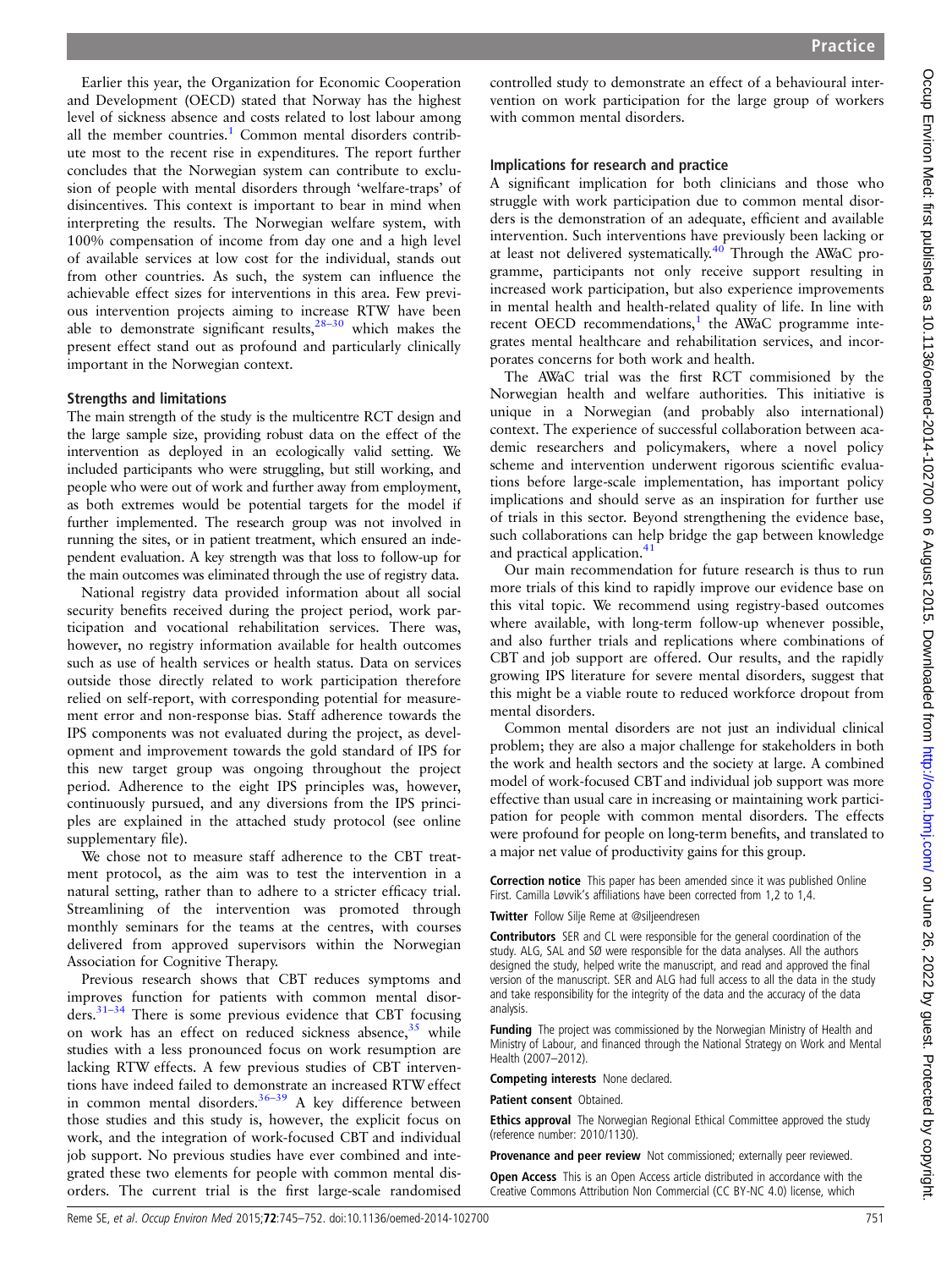Earlier this year, the Organization for Economic Cooperation and Development (OECD) stated that Norway has the highest level of sickness absence and costs related to lost labour among all the member countries.[1] Common mental disorders contribute most to the recent rise in expenditures. The report further concludes that the Norwegian system can contribute to exclusion of people with mental disorders through 'welfare-traps' of disincentives. This context is important to bear in mind when interpreting the results. The Norwegian welfare system, with 100% compensation of income from day one and a high level of available services at low cost for the individual, stands out from other countries. As such, the system can influence the achievable effect sizes for interventions in this area. Few previous intervention projects aiming to increase RTW have been able to demonstrate significant results,[28–30] which makes the present effect stand out as profound and particularly clinically important in the Norwegian context.

### Strengths and limitations

The main strength of the study is the multicentre RCT design and the large sample size, providing robust data on the effect of the intervention as deployed in an ecologically valid setting. We included participants who were struggling, but still working, and people who were out of work and further away from employment, as both extremes would be potential targets for the model if further implemented. The research group was not involved in running the sites, or in patient treatment, which ensured an independent evaluation. A key strength was that loss to follow-up for the main outcomes was eliminated through the use of registry data.

National registry data provided information about all social security benefits received during the project period, work participation and vocational rehabilitation services. There was, however, no registry information available for health outcomes such as use of health services or health status. Data on services outside those directly related to work participation therefore relied on self-report, with corresponding potential for measurement error and non-response bias. Staff adherence towards the IPS components was not evaluated during the project, as development and improvement towards the gold standard of IPS for this new target group was ongoing throughout the project period. Adherence to the eight IPS principles was, however, continuously pursued, and any diversions from the IPS principles are explained in the attached study protocol (see online supplementary file).

We chose not to measure staff adherence to the CBT treatment protocol, as the aim was to test the intervention in a natural setting, rather than to adhere to a stricter efficacy trial. Streamlining of the intervention was promoted through monthly seminars for the teams at the centres, with courses delivered from approved supervisors within the Norwegian Association for Cognitive Therapy.

Previous research shows that CBT reduces symptoms and improves function for patients with common mental disorders.[31–34] There is some previous evidence that CBT focusing on work has an effect on reduced sickness absence,[35] while studies with a less pronounced focus on work resumption are lacking RTW effects. A few previous studies of CBT interventions have indeed failed to demonstrate an increased RTW effect in common mental disorders.[36–39] A key difference between those studies and this study is, however, the explicit focus on work, and the integration of work-focused CBT and individual job support. No previous studies have ever combined and integrated these two elements for people with common mental disorders. The current trial is the first large-scale randomised controlled study to demonstrate an effect of a behavioural intervention on work participation for the large group of workers with common mental disorders.

### Implications for research and practice

A significant implication for both clinicians and those who struggle with work participation due to common mental disorders is the demonstration of an adequate, efficient and available intervention. Such interventions have previously been lacking or at least not delivered systematically.[40] Through the AWaC programme, participants not only receive support resulting in increased work participation, but also experience improvements in mental health and health-related quality of life. In line with recent OECD recommendations,[1] the AWaC programme integrates mental healthcare and rehabilitation services, and incorporates concerns for both work and health.

The AWaC trial was the first RCT commisioned by the Norwegian health and welfare authorities. This initiative is unique in a Norwegian (and probably also international) context. The experience of successful collaboration between academic researchers and policymakers, where a novel policy scheme and intervention underwent rigorous scientific evaluations before large-scale implementation, has important policy implications and should serve as an inspiration for further use of trials in this sector. Beyond strengthening the evidence base, such collaborations can help bridge the gap between knowledge and practical application.[41]

Our main recommendation for future research is thus to run more trials of this kind to rapidly improve our evidence base on this vital topic. We recommend using registry-based outcomes where available, with long-term follow-up whenever possible, and also further trials and replications where combinations of CBT and job support are offered. Our results, and the rapidly growing IPS literature for severe mental disorders, suggest that this might be a viable route to reduced workforce dropout from mental disorders.

Common mental disorders are not just an individual clinical problem; they are also a major challenge for stakeholders in both the work and health sectors and the society at large. A combined model of work-focused CBT and individual job support was more effective than usual care in increasing or maintaining work participation for people with common mental disorders. The effects were profound for people on long-term benefits, and translated to a major net value of productivity gains for this group.

**Correction notice** This paper has been amended since it was published Online First. Camilla Løvvik's affiliations have been corrected from 1,2 to 1,4.

**Twitter** Follow Silje Reme at @siljeendresen

**Contributors** SER and CL were responsible for the general coordination of the study. ALG, SAL and SØ were responsible for the data analyses. All the authors designed the study, helped write the manuscript, and read and approved the final version of the manuscript. SER and ALG had full access to all the data in the study and take responsibility for the integrity of the data and the accuracy of the data analysis.

**Funding** The project was commissioned by the Norwegian Ministry of Health and Ministry of Labour, and financed through the National Strategy on Work and Mental Health (2007–2012).

**Competing interests** None declared.

**Patient consent** Obtained.

**Ethics approval** The Norwegian Regional Ethical Committee approved the study (reference number: 2010/1130).

**Provenance and peer review** Not commissioned; externally peer reviewed.

**Open Access** This is an Open Access article distributed in accordance with the Creative Commons Attribution Non Commercial (CC BY-NC 4.0) license, which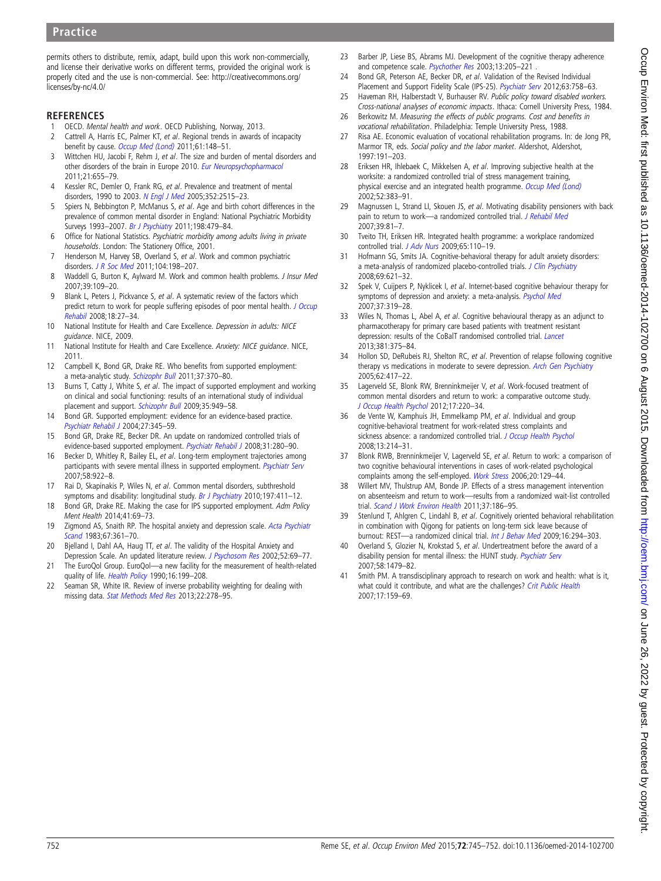permits others to distribute, remix, adapt, build upon this work non-commercially, and license their derivative works on different terms, provided the original work is properly cited and the use is non-commercial. See: http://creativecommons.org/licenses/by-nc/4.0/

## REFERENCES

1. OECD. *Mental health and work*. OECD Publishing, Norway, 2013.
2. Cattrell A, Harris EC, Palmer KT, *et al*. Regional trends in awards of incapacity benefit by cause. *Occup Med (Lond)* 2011;61:148–51.
3. Wittchen HU, Jacobi F, Rehm J, *et al*. The size and burden of mental disorders and other disorders of the brain in Europe 2010. *Eur Neuropsychopharmacol* 2011;21:655–79.
4. Kessler RC, Demler O, Frank RG, *et al*. Prevalence and treatment of mental disorders, 1990 to 2003. *N Engl J Med* 2005;352:2515–23.
5. Spiers N, Bebbington P, McManus S, *et al*. Age and birth cohort differences in the prevalence of common mental disorder in England: National Psychiatric Morbidity Surveys 1993–2007. *Br J Psychiatry* 2011;198:479–84.
6. Office for National Statistics. *Psychiatric morbidity among adults living in private households*. London: The Stationery Office, 2001.
7. Henderson M, Harvey SB, Overland S, *et al*. Work and common psychiatric disorders. *J R Soc Med* 2011;104:198–207.
8. Waddell G, Burton K, Aylward M. Work and common health problems. *J Insur Med* 2007;39:109–20.
9. Blank L, Peters J, Pickvance S, *et al*. A systematic review of the factors which predict return to work for people suffering episodes of poor mental health. *J Occup Rehabil* 2008;18:27–34.
10. National Institute for Health and Care Excellence. *Depression in adults: NICE guidance*. NICE, 2009.
11. National Institute for Health and Care Excellence. *Anxiety: NICE guidance*. NICE, 2011.
12. Campbell K, Bond GR, Drake RE. Who benefits from supported employment: a meta-analytic study. *Schizophr Bull* 2011;37:370–80.
13. Burns T, Catty J, White S, *et al*. The impact of supported employment and working on clinical and social functioning: results of an international study of individual placement and support. *Schizophr Bull* 2009;35:949–58.
14. Bond GR. Supported employment: evidence for an evidence-based practice. *Psychiatr Rehabil J* 2004;27:345–59.
15. Bond GR, Drake RE, Becker DR. An update on randomized controlled trials of evidence-based supported employment. *Psychiatr Rehabil J* 2008;31:280–90.
16. Becker D, Whitley R, Bailey EL, *et al*. Long-term employment trajectories among participants with severe mental illness in supported employment. *Psychiatr Serv* 2007;58:922–8.
17. Rai D, Skapinakis P, Wiles N, *et al*. Common mental disorders, subthreshold symptoms and disability: longitudinal study. *Br J Psychiatry* 2010;197:411–12.
18. Bond GR, Drake RE. Making the case for IPS supported employment. *Adm Policy Ment Health* 2014;41:69–73.
19. Zigmond AS, Snaith RP. The hospital anxiety and depression scale. *Acta Psychiatr Scand* 1983;67:361–70.
20. Bjelland I, Dahl AA, Haug TT, *et al*. The validity of the Hospital Anxiety and Depression Scale. An updated literature review. *J Psychosom Res* 2002;52:69–77.
21. The EuroQol Group. EuroQol—a new facility for the measurement of health-related quality of life. *Health Policy* 1990;16:199–208.
22. Seaman SR, White IR. Review of inverse probability weighting for dealing with missing data. *Stat Methods Med Res* 2013;22:278–95.
23. Barber JP, Liese BS, Abrams MJ. Development of the cognitive therapy adherence and competence scale. *Psychother Res* 2003;13:205–221 .
24. Bond GR, Peterson AE, Becker DR, *et al*. Validation of the Revised Individual Placement and Support Fidelity Scale (IPS-25). *Psychiatr Serv* 2012;63:758–63.
25. Haveman RH, Halberstadt V, Burhauser RV. *Public policy toward disabled workers. Cross-national analyses of economic impacts*. Ithaca: Cornell University Press, 1984.
26. Berkowitz M. *Measuring the effects of public programs. Cost and benefits in vocational rehabilitation*. Philadelphia: Temple University Press, 1988.
27. Risa AE. Economic evaluation of vocational rehabilitation programs. In: de Jong PR, Marmor TR, eds. *Social policy and the labor market*. Aldershot, Aldershot, 1997:191–203.
28. Eriksen HR, Ihlebaek C, Mikkelsen A, *et al*. Improving subjective health at the worksite: a randomized controlled trial of stress management training, physical exercise and an integrated health programme. *Occup Med (Lond)* 2002;52:383–91.
29. Magnussen L, Strand LI, Skouen JS, *et al*. Motivating disability pensioners with back pain to return to work—a randomized controlled trial. *J Rehabil Med* 2007;39:81–7.
30. Tveito TH, Eriksen HR. Integrated health programme: a workplace randomized controlled trial. *J Adv Nurs* 2009;65:110–19.
31. Hofmann SG, Smits JA. Cognitive-behavioral therapy for adult anxiety disorders: a meta-analysis of randomized placebo-controlled trials. *J Clin Psychiatry* 2008;69:621–32.
32. Spek V, Cuijpers P, Nyklicek I, *et al*. Internet-based cognitive behaviour therapy for symptoms of depression and anxiety: a meta-analysis. *Psychol Med* 2007;37:319–28.
33. Wiles N, Thomas L, Abel A, *et al*. Cognitive behavioural therapy as an adjunct to pharmacotherapy for primary care based patients with treatment resistant depression: results of the CoBalT randomised controlled trial. *Lancet* 2013;381:375–84.
34. Hollon SD, DeRubeis RJ, Shelton RC, *et al*. Prevention of relapse following cognitive therapy vs medications in moderate to severe depression. *Arch Gen Psychiatry* 2005;62:417–22.
35. Lagerveld SE, Blonk RW, Brenninkmeijer V, *et al*. Work-focused treatment of common mental disorders and return to work: a comparative outcome study. *J Occup Health Psychol* 2012;17:220–34.
36. de Vente W, Kamphuis JH, Emmelkamp PM, *et al*. Individual and group cognitive-behavioral treatment for work-related stress complaints and sickness absence: a randomized controlled trial. *J Occup Health Psychol* 2008;13:214–31.
37. Blonk RWB, Brenninkmeijer V, Lagerveld SE, *et al*. Return to work: a comparison of two cognitive behavioural interventions in cases of work-related psychological complaints among the self-employed. *Work Stress* 2006;20:129–44.
38. Willert MV, Thulstrup AM, Bonde JP. Effects of a stress management intervention on absenteeism and return to work—results from a randomized wait-list controlled trial. *Scand J Work Environ Health* 2011;37:186–95.
39. Stenlund T, Ahlgren C, Lindahl B, *et al*. Cognitively oriented behavioral rehabilitation in combination with Qigong for patients on long-term sick leave because of burnout: REST—a randomized clinical trial. *Int J Behav Med* 2009;16:294–303.
40. Overland S, Glozier N, Krokstad S, *et al*. Undertreatment before the award of a disability pension for mental illness: the HUNT study. *Psychiatr Serv* 2007;58:1479–82.
41. Smith PM. A transdisciplinary approach to research on work and health: what is it, what could it contribute, and what are the challenges? *Crit Public Health* 2007;17:159–69.